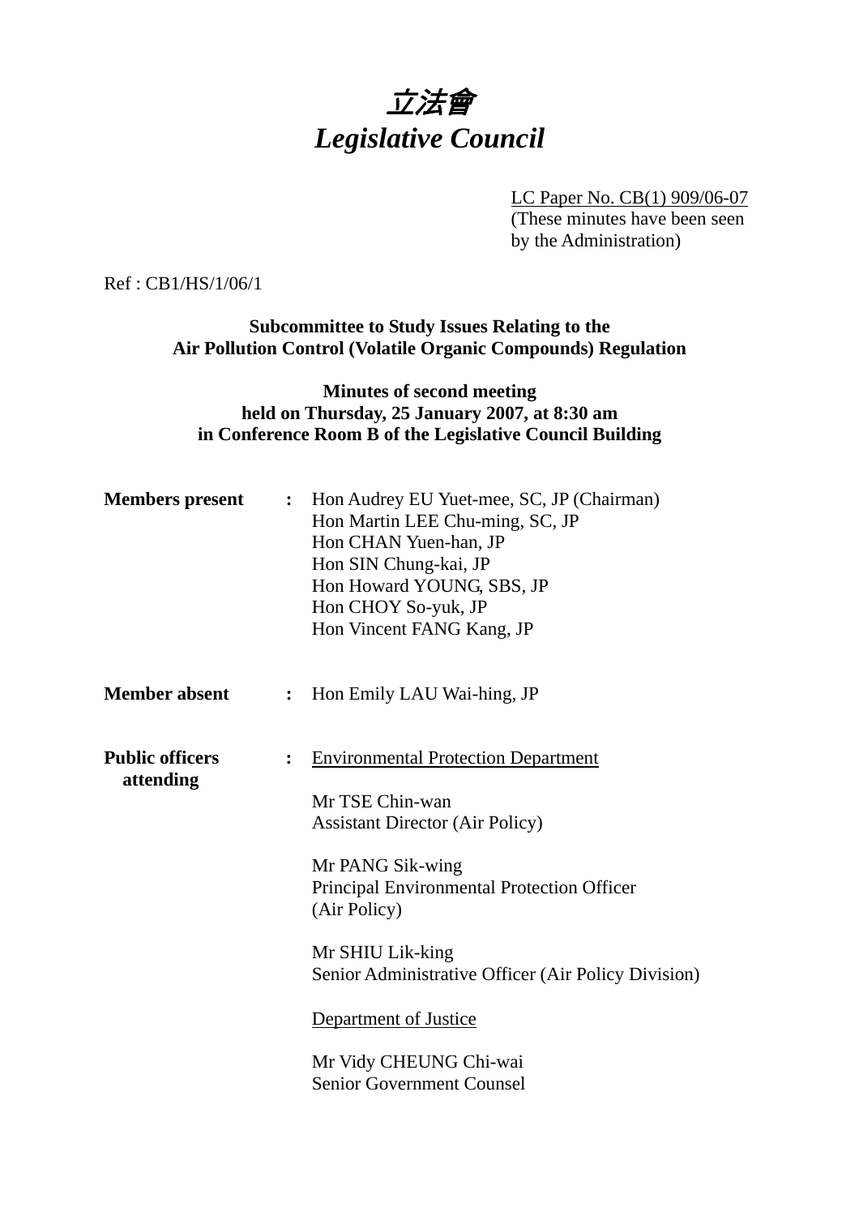# *立法會*
# *Legislative Council*

LC Paper No. CB(1) 909/06-07
(These minutes have been seen by the Administration)

Ref : CB1/HS/1/06/1

**Subcommittee to Study Issues Relating to the Air Pollution Control (Volatile Organic Compounds) Regulation**

**Minutes of second meeting held on Thursday, 25 January 2007, at 8:30 am in Conference Room B of the Legislative Council Building**

**Members present** : Hon Audrey EU Yuet-mee, SC, JP (Chairman)
Hon Martin LEE Chu-ming, SC, JP
Hon CHAN Yuen-han, JP
Hon SIN Chung-kai, JP
Hon Howard YOUNG, SBS, JP
Hon CHOY So-yuk, JP
Hon Vincent FANG Kang, JP

**Member absent** : Hon Emily LAU Wai-hing, JP

**Public officers attending** : Environmental Protection Department

Mr TSE Chin-wan
Assistant Director (Air Policy)

Mr PANG Sik-wing
Principal Environmental Protection Officer (Air Policy)

Mr SHIU Lik-king
Senior Administrative Officer (Air Policy Division)

Department of Justice

Mr Vidy CHEUNG Chi-wai
Senior Government Counsel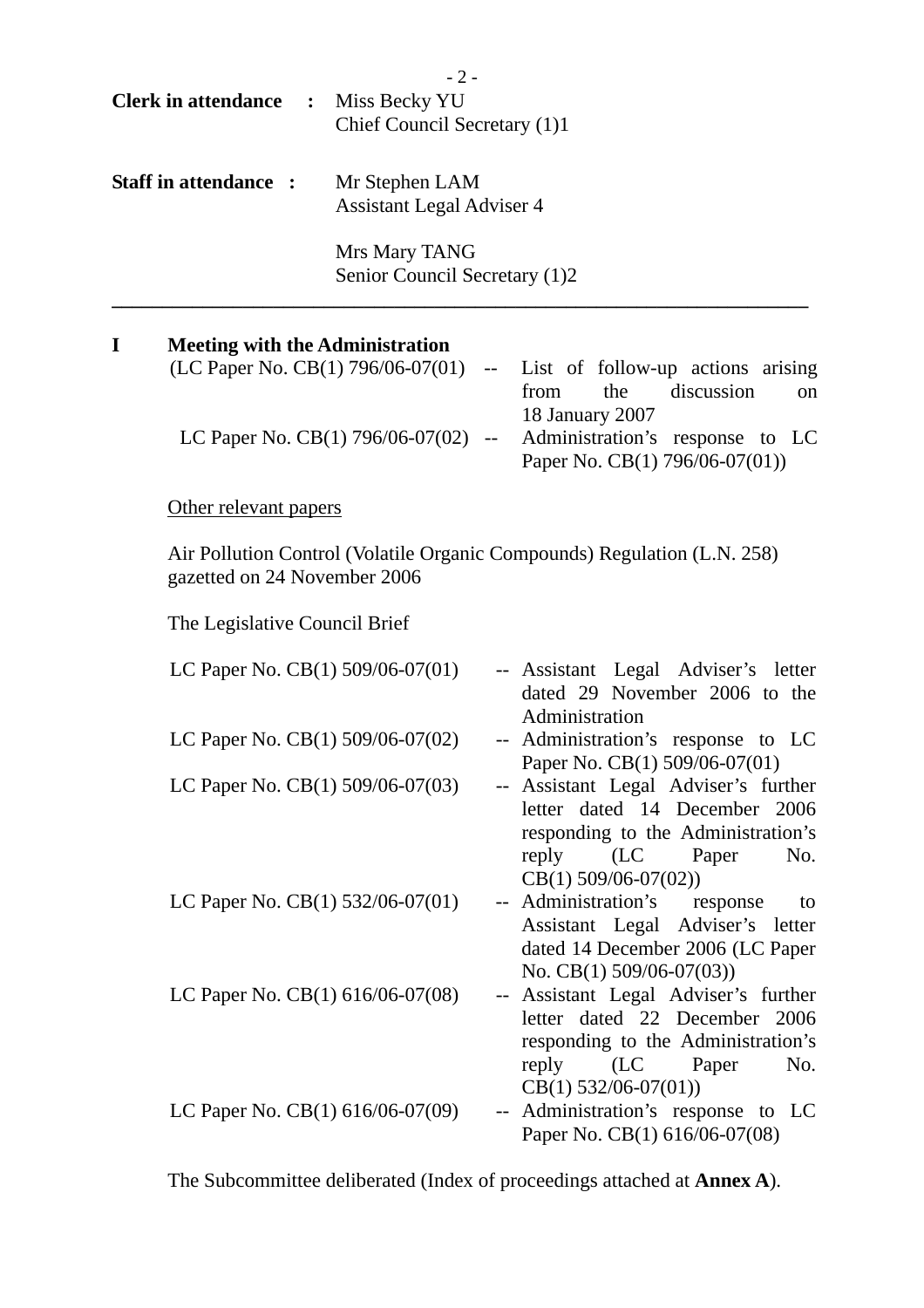**Clerk in attendance** : Miss Becky YU
Chief Council Secretary (1)1

**Staff in attendance** : Mr Stephen LAM
Assistant Legal Adviser 4

Mrs Mary TANG
Senior Council Secretary (1)2

---

## I Meeting with the Administration

(LC Paper No. CB(1) 796/06-07(01) -- List of follow-up actions arising from the discussion on 18 January 2007

LC Paper No. CB(1) 796/06-07(02) -- Administration's response to LC Paper No. CB(1) 796/06-07(01))

Other relevant papers

Air Pollution Control (Volatile Organic Compounds) Regulation (L.N. 258) gazetted on 24 November 2006

The Legislative Council Brief

LC Paper No. CB(1) 509/06-07(01) -- Assistant Legal Adviser's letter dated 29 November 2006 to the Administration

LC Paper No. CB(1) 509/06-07(02) -- Administration's response to LC Paper No. CB(1) 509/06-07(01)

LC Paper No. CB(1) 509/06-07(03) -- Assistant Legal Adviser's further letter dated 14 December 2006 responding to the Administration's reply (LC Paper No. CB(1) 509/06-07(02))

LC Paper No. CB(1) 532/06-07(01) -- Administration's response to Assistant Legal Adviser's letter dated 14 December 2006 (LC Paper No. CB(1) 509/06-07(03))

LC Paper No. CB(1) 616/06-07(08) -- Assistant Legal Adviser's further letter dated 22 December 2006 responding to the Administration's reply (LC Paper No. CB(1) 532/06-07(01))

LC Paper No. CB(1) 616/06-07(09) -- Administration's response to LC Paper No. CB(1) 616/06-07(08)

The Subcommittee deliberated (Index of proceedings attached at **Annex A**).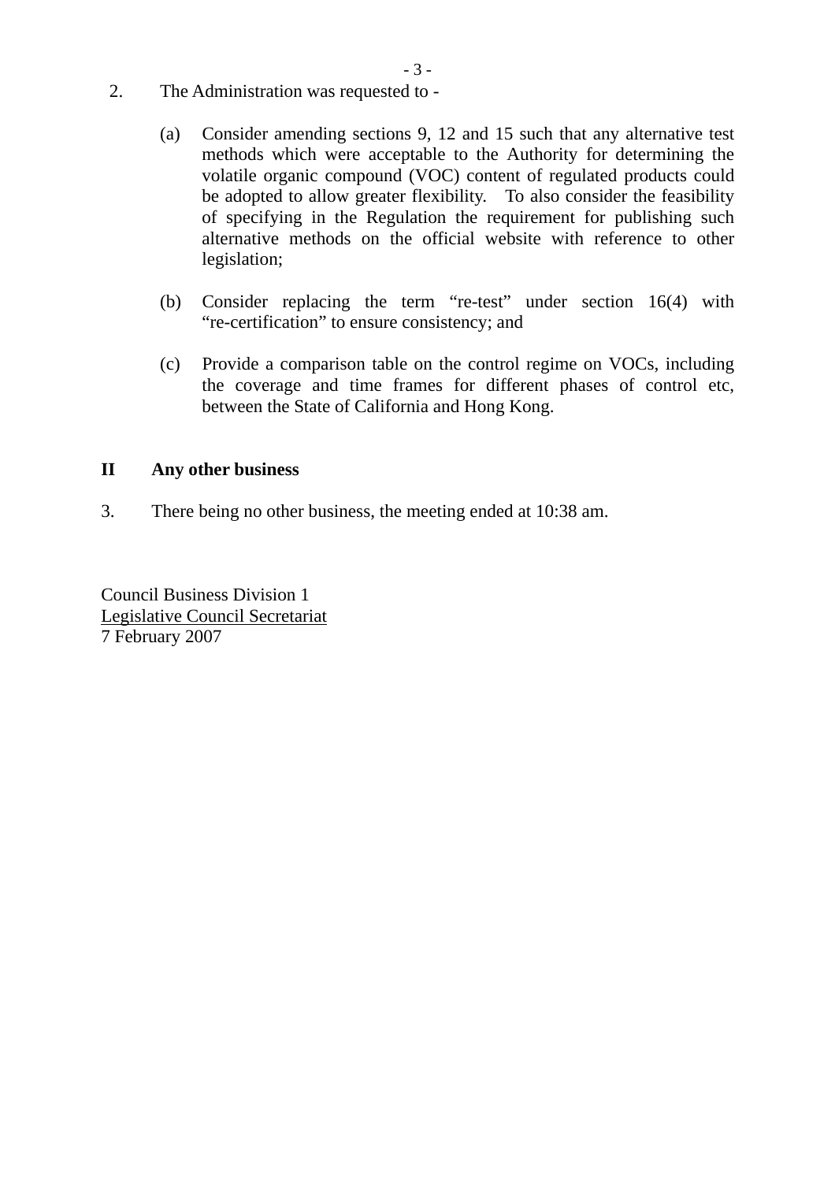2. The Administration was requested to -

   (a) Consider amending sections 9, 12 and 15 such that any alternative test methods which were acceptable to the Authority for determining the volatile organic compound (VOC) content of regulated products could be adopted to allow greater flexibility. To also consider the feasibility of specifying in the Regulation the requirement for publishing such alternative methods on the official website with reference to other legislation;

   (b) Consider replacing the term "re-test" under section 16(4) with "re-certification" to ensure consistency; and

   (c) Provide a comparison table on the control regime on VOCs, including the coverage and time frames for different phases of control etc, between the State of California and Hong Kong.

**II Any other business**

3. There being no other business, the meeting ended at 10:38 am.

Council Business Division 1
Legislative Council Secretariat
7 February 2007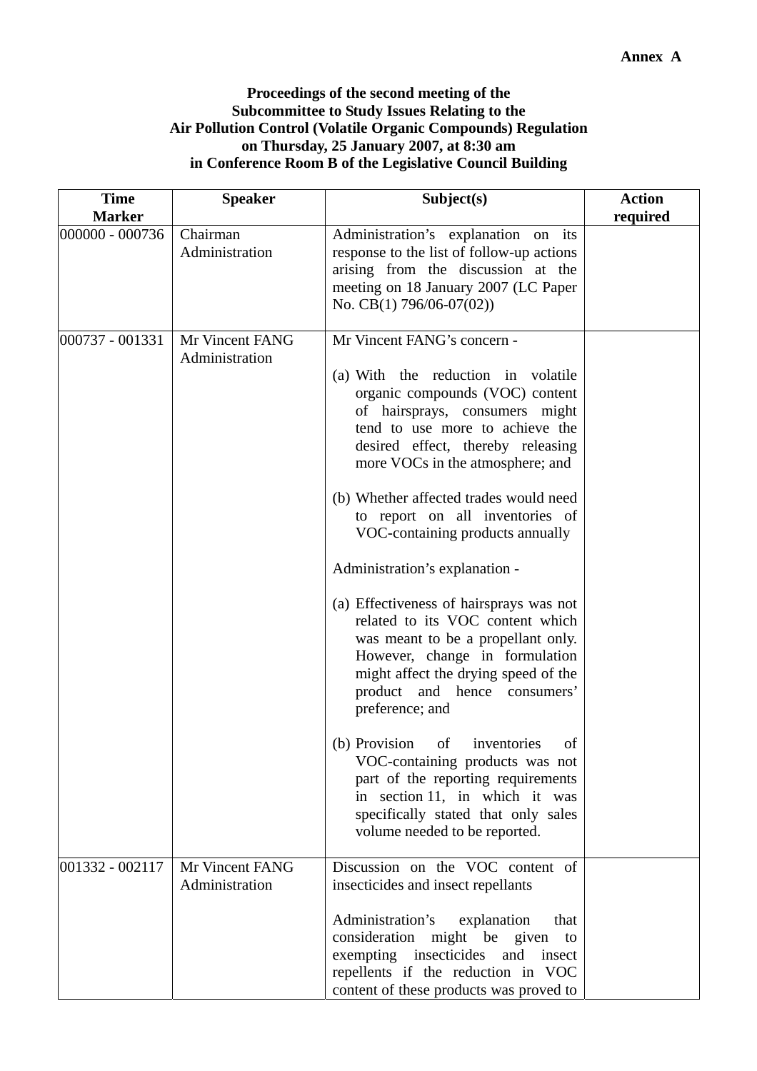**Annex A**

**Proceedings of the second meeting of the Subcommittee to Study Issues Relating to the Air Pollution Control (Volatile Organic Compounds) Regulation on Thursday, 25 January 2007, at 8:30 am in Conference Room B of the Legislative Council Building**

| Time Marker | Speaker | Subject(s) | Action required |
|---|---|---|---|
| 000000 - 000736 | Chairman<br>Administration | Administration's explanation on its response to the list of follow-up actions arising from the discussion at the meeting on 18 January 2007 (LC Paper No. CB(1) 796/06-07(02)) | |
| 000737 - 001331 | Mr Vincent FANG<br>Administration | Mr Vincent FANG's concern -<br><br>(a) With the reduction in volatile organic compounds (VOC) content of hairsprays, consumers might tend to use more to achieve the desired effect, thereby releasing more VOCs in the atmosphere; and<br><br>(b) Whether affected trades would need to report on all inventories of VOC-containing products annually<br><br>Administration's explanation -<br><br>(a) Effectiveness of hairsprays was not related to its VOC content which was meant to be a propellant only. However, change in formulation might affect the drying speed of the product and hence consumers' preference; and<br><br>(b) Provision of inventories of VOC-containing products was not part of the reporting requirements in section 11, in which it was specifically stated that only sales volume needed to be reported. | |
| 001332 - 002117 | Mr Vincent FANG<br>Administration | Discussion on the VOC content of insecticides and insect repellants<br><br>Administration's explanation that consideration might be given to exempting insecticides and insect repellents if the reduction in VOC content of these products was proved to | |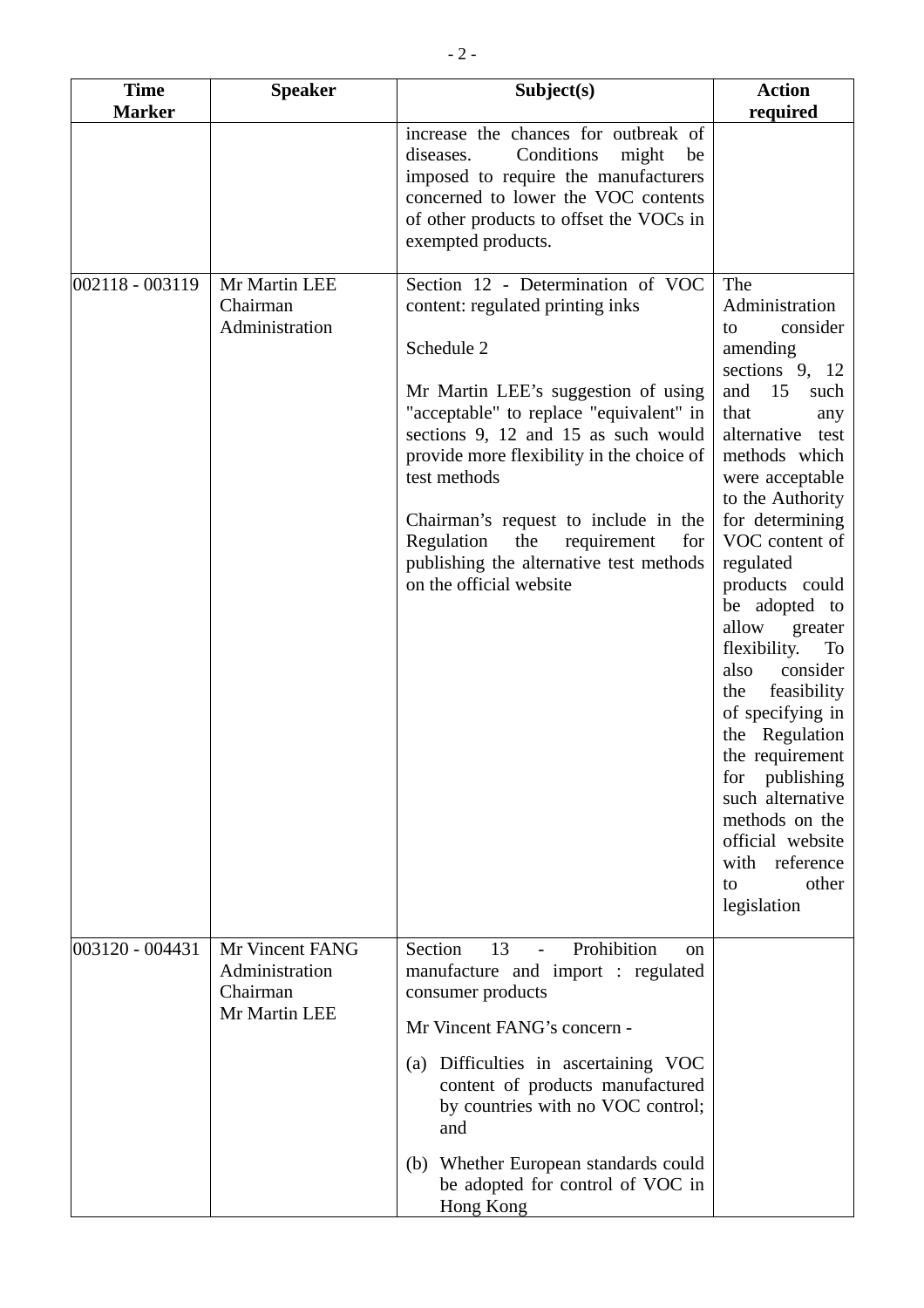| Time Marker | Speaker | Subject(s) | Action required |
|---|---|---|---|
| | | increase the chances for outbreak of diseases. Conditions might be imposed to require the manufacturers concerned to lower the VOC contents of other products to offset the VOCs in exempted products. | |
| 002118 - 003119 | Mr Martin LEE<br>Chairman<br>Administration | Section 12 - Determination of VOC content: regulated printing inks<br><br>Schedule 2<br><br>Mr Martin LEE's suggestion of using "acceptable" to replace "equivalent" in sections 9, 12 and 15 as such would provide more flexibility in the choice of test methods<br><br>Chairman's request to include in the Regulation the requirement for publishing the alternative test methods on the official website | The Administration to consider amending sections 9, 12 and 15 such that any alternative test methods which were acceptable to the Authority for determining VOC content of regulated products could be adopted to allow greater flexibility. To also consider the feasibility of specifying in the Regulation the requirement for publishing such alternative methods on the official website with reference to other legislation |
| 003120 - 004431 | Mr Vincent FANG<br>Administration<br>Chairman<br>Mr Martin LEE | Section 13 - Prohibition on manufacture and import : regulated consumer products<br><br>Mr Vincent FANG's concern -<br><br>(a) Difficulties in ascertaining VOC content of products manufactured by countries with no VOC control; and<br><br>(b) Whether European standards could be adopted for control of VOC in Hong Kong | |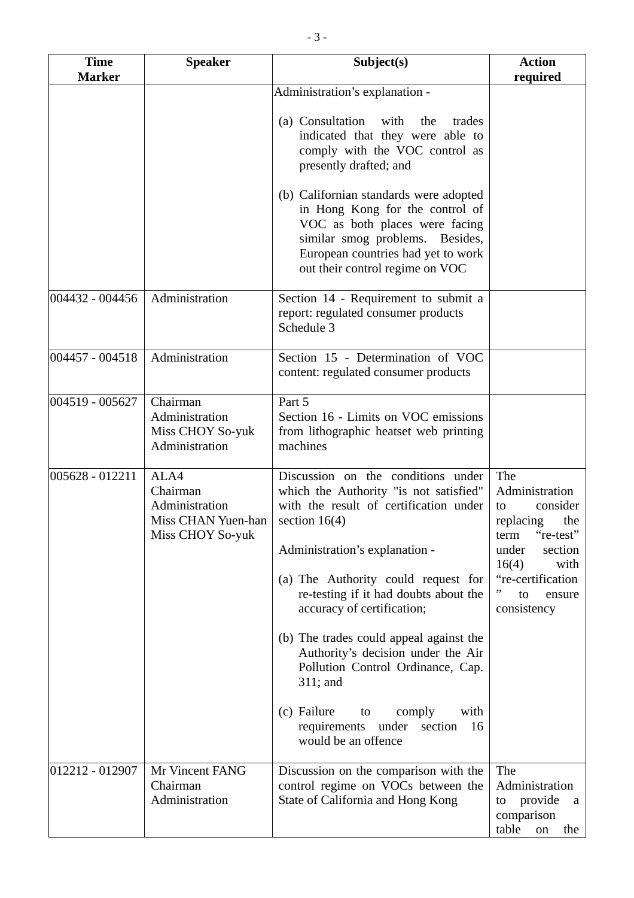| Time Marker | Speaker | Subject(s) | Action required |
|---|---|---|---|
| | | Administration's explanation -<br><br>(a) Consultation with the trades indicated that they were able to comply with the VOC control as presently drafted; and<br><br>(b) Californian standards were adopted in Hong Kong for the control of VOC as both places were facing similar smog problems. Besides, European countries had yet to work out their control regime on VOC | |
| 004432 - 004456 | Administration | Section 14 - Requirement to submit a report: regulated consumer products Schedule 3 | |
| 004457 - 004518 | Administration | Section 15 - Determination of VOC content: regulated consumer products | |
| 004519 - 005627 | Chairman<br>Administration<br>Miss CHOY So-yuk<br>Administration | Part 5<br>Section 16 - Limits on VOC emissions from lithographic heatset web printing machines | |
| 005628 - 012211 | ALA4<br>Chairman<br>Administration<br>Miss CHAN Yuen-han<br>Miss CHOY So-yuk | Discussion on the conditions under which the Authority "is not satisfied" with the result of certification under section 16(4)<br><br>Administration's explanation -<br><br>(a) The Authority could request for re-testing if it had doubts about the accuracy of certification;<br><br>(b) The trades could appeal against the Authority's decision under the Air Pollution Control Ordinance, Cap. 311; and<br><br>(c) Failure to comply with requirements under section 16 would be an offence | The Administration to consider replacing the term "re-test" under section 16(4) with "re-certification" to ensure consistency |
| 012212 - 012907 | Mr Vincent FANG<br>Chairman<br>Administration | Discussion on the comparison with the control regime on VOCs between the State of California and Hong Kong | The Administration to provide a comparison table on the |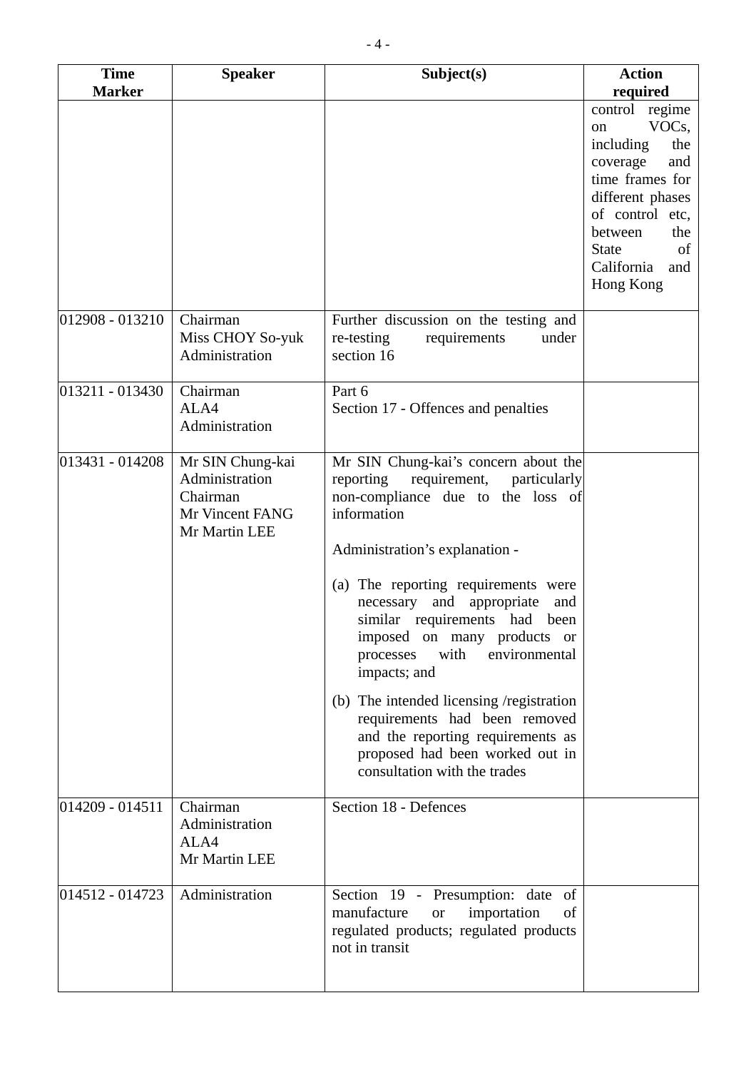| Time Marker | Speaker | Subject(s) | Action required |
|---|---|---|---|
| | | | control regime on VOCs, including the coverage and time frames for different phases of control etc, between the State of California and Hong Kong |
| 012908 - 013210 | Chairman<br>Miss CHOY So-yuk<br>Administration | Further discussion on the testing and re-testing requirements under section 16 | |
| 013211 - 013430 | Chairman<br>ALA4<br>Administration | Part 6<br>Section 17 - Offences and penalties | |
| 013431 - 014208 | Mr SIN Chung-kai<br>Administration<br>Chairman<br>Mr Vincent FANG<br>Mr Martin LEE | Mr SIN Chung-kai's concern about the reporting requirement, particularly non-compliance due to the loss of information<br><br>Administration's explanation -<br><br>(a) The reporting requirements were necessary and appropriate and similar requirements had been imposed on many products or processes with environmental impacts; and<br><br>(b) The intended licensing /registration requirements had been removed and the reporting requirements as proposed had been worked out in consultation with the trades | |
| 014209 - 014511 | Chairman<br>Administration<br>ALA4<br>Mr Martin LEE | Section 18 - Defences | |
| 014512 - 014723 | Administration | Section 19 - Presumption: date of manufacture or importation of regulated products; regulated products not in transit | |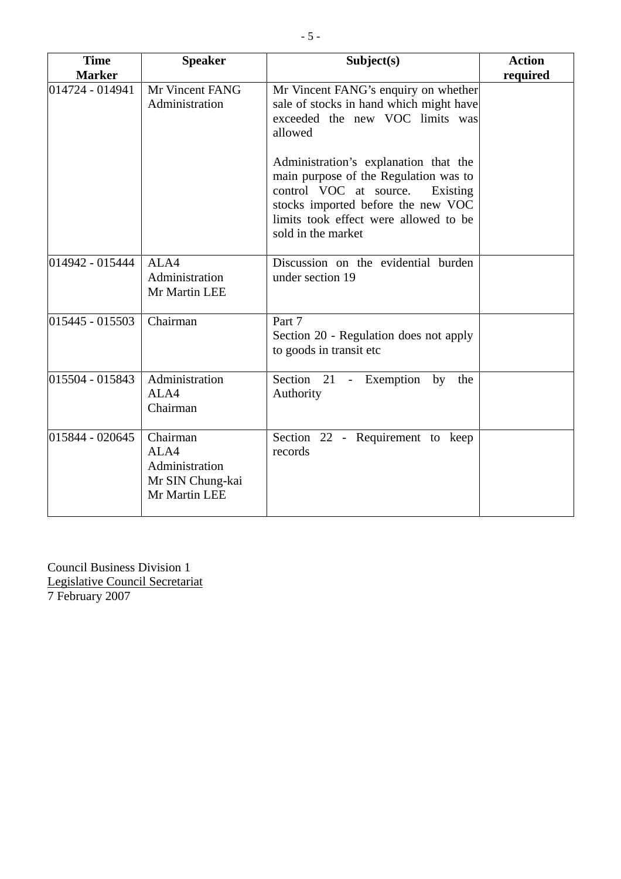| Time Marker | Speaker | Subject(s) | Action required |
|---|---|---|---|
| 014724 - 014941 | Mr Vincent FANG<br>Administration | Mr Vincent FANG's enquiry on whether sale of stocks in hand which might have exceeded the new VOC limits was allowed<br><br>Administration's explanation that the main purpose of the Regulation was to control VOC at source. Existing stocks imported before the new VOC limits took effect were allowed to be sold in the market | |
| 014942 - 015444 | ALA4<br>Administration<br>Mr Martin LEE | Discussion on the evidential burden under section 19 | |
| 015445 - 015503 | Chairman | Part 7<br>Section 20 - Regulation does not apply to goods in transit etc | |
| 015504 - 015843 | Administration<br>ALA4<br>Chairman | Section 21 - Exemption by the Authority | |
| 015844 - 020645 | Chairman<br>ALA4<br>Administration<br>Mr SIN Chung-kai<br>Mr Martin LEE | Section 22 - Requirement to keep records | |

Council Business Division 1
Legislative Council Secretariat
7 February 2007